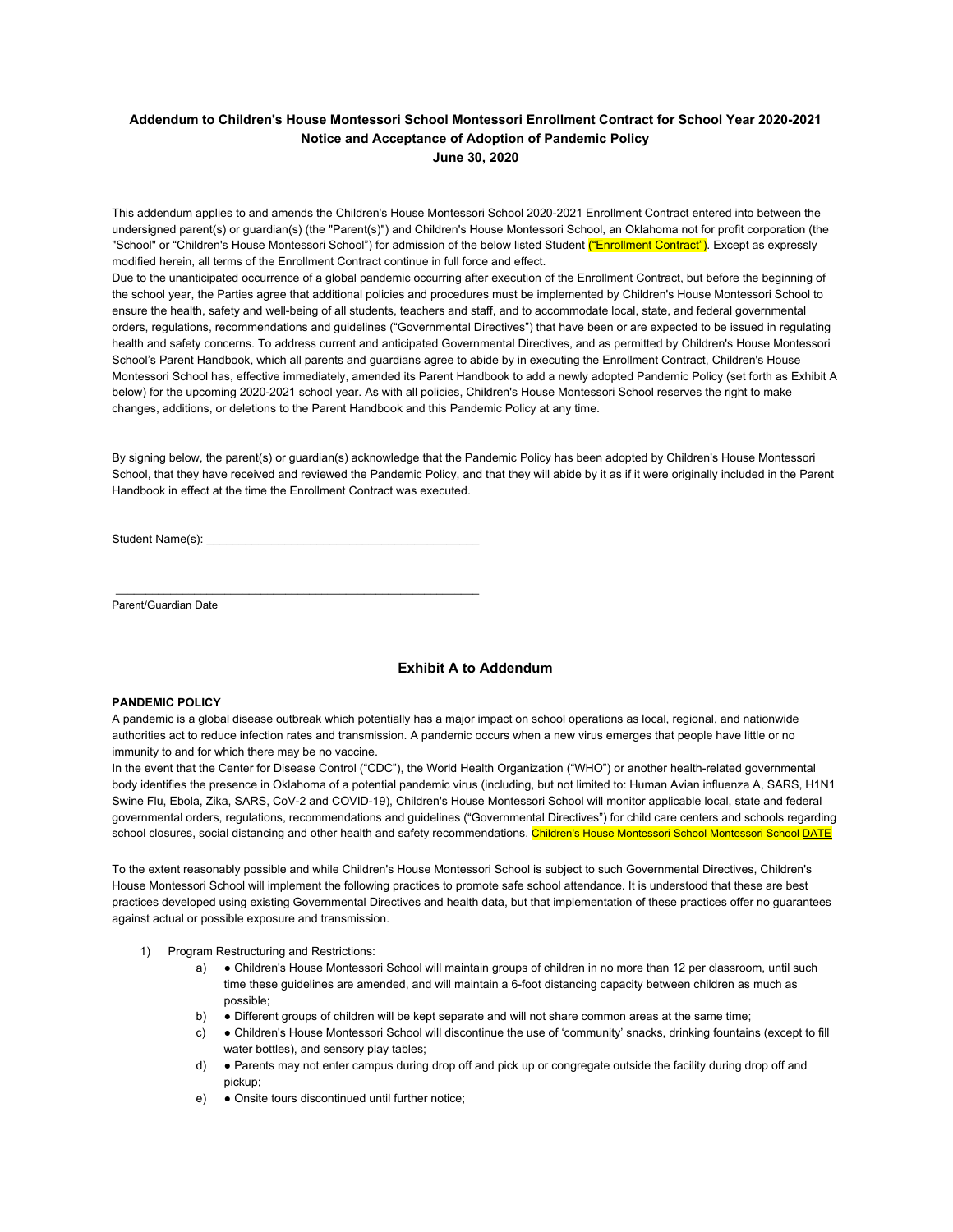**Addendum to Children's House Montessori School Montessori Enrollment Contract for School Year 2020-2021**
**Notice and Acceptance of Adoption of Pandemic Policy**
**June 30, 2020**

This addendum applies to and amends the Children's House Montessori School 2020-2021 Enrollment Contract entered into between the undersigned parent(s) or guardian(s) (the "Parent(s)") and Children's House Montessori School, an Oklahoma not for profit corporation (the "School" or "Children's House Montessori School") for admission of the below listed Student ("Enrollment Contract"). Except as expressly modified herein, all terms of the Enrollment Contract continue in full force and effect.

Due to the unanticipated occurrence of a global pandemic occurring after execution of the Enrollment Contract, but before the beginning of the school year, the Parties agree that additional policies and procedures must be implemented by Children's House Montessori School to ensure the health, safety and well-being of all students, teachers and staff, and to accommodate local, state, and federal governmental orders, regulations, recommendations and guidelines ("Governmental Directives") that have been or are expected to be issued in regulating health and safety concerns. To address current and anticipated Governmental Directives, and as permitted by Children's House Montessori School's Parent Handbook, which all parents and guardians agree to abide by in executing the Enrollment Contract, Children's House Montessori School has, effective immediately, amended its Parent Handbook to add a newly adopted Pandemic Policy (set forth as Exhibit A below) for the upcoming 2020-2021 school year. As with all policies, Children's House Montessori School reserves the right to make changes, additions, or deletions to the Parent Handbook and this Pandemic Policy at any time.

By signing below, the parent(s) or guardian(s) acknowledge that the Pandemic Policy has been adopted by Children's House Montessori School, that they have received and reviewed the Pandemic Policy, and that they will abide by it as if it were originally included in the Parent Handbook in effect at the time the Enrollment Contract was executed.

Student Name(s): ___________________________________________

___________________________________________________________
Parent/Guardian Date

## Exhibit A to Addendum

**PANDEMIC POLICY**

A pandemic is a global disease outbreak which potentially has a major impact on school operations as local, regional, and nationwide authorities act to reduce infection rates and transmission. A pandemic occurs when a new virus emerges that people have little or no immunity to and for which there may be no vaccine.

In the event that the Center for Disease Control ("CDC"), the World Health Organization ("WHO") or another health-related governmental body identifies the presence in Oklahoma of a potential pandemic virus (including, but not limited to: Human Avian influenza A, SARS, H1N1 Swine Flu, Ebola, Zika, SARS, CoV-2 and COVID-19), Children's House Montessori School will monitor applicable local, state and federal governmental orders, regulations, recommendations and guidelines ("Governmental Directives") for child care centers and schools regarding school closures, social distancing and other health and safety recommendations. Children's House Montessori School Montessori School DATE

To the extent reasonably possible and while Children's House Montessori School is subject to such Governmental Directives, Children's House Montessori School will implement the following practices to promote safe school attendance. It is understood that these are best practices developed using existing Governmental Directives and health data, but that implementation of these practices offer no guarantees against actual or possible exposure and transmission.

1) Program Restructuring and Restrictions:
   a) ● Children's House Montessori School will maintain groups of children in no more than 12 per classroom, until such time these guidelines are amended, and will maintain a 6-foot distancing capacity between children as much as possible;
   b) ● Different groups of children will be kept separate and will not share common areas at the same time;
   c) ● Children's House Montessori School will discontinue the use of 'community' snacks, drinking fountains (except to fill water bottles), and sensory play tables;
   d) ● Parents may not enter campus during drop off and pick up or congregate outside the facility during drop off and pickup;
   e) ● Onsite tours discontinued until further notice;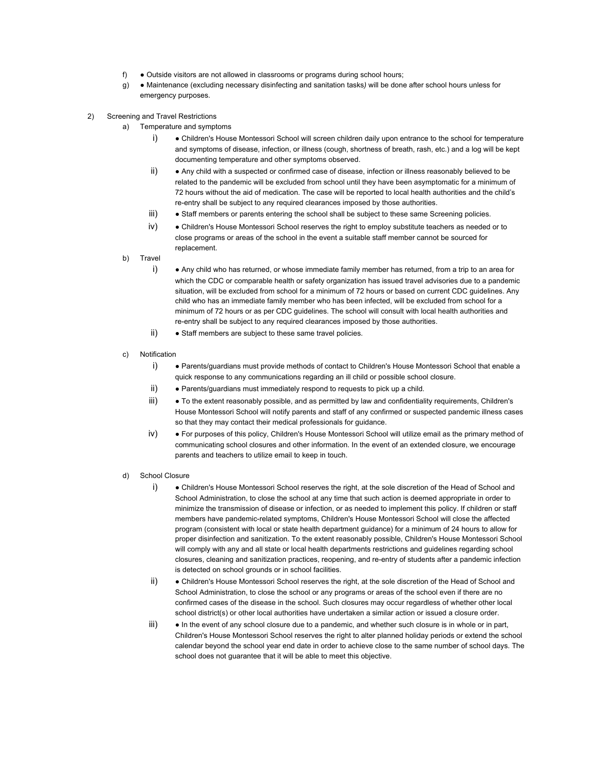f) ● Outside visitors are not allowed in classrooms or programs during school hours;

g) ● Maintenance (excluding necessary disinfecting and sanitation tasks) will be done after school hours unless for emergency purposes.

2) Screening and Travel Restrictions

a) Temperature and symptoms

i) ● Children's House Montessori School will screen children daily upon entrance to the school for temperature and symptoms of disease, infection, or illness (cough, shortness of breath, rash, etc.) and a log will be kept documenting temperature and other symptoms observed.

ii) ● Any child with a suspected or confirmed case of disease, infection or illness reasonably believed to be related to the pandemic will be excluded from school until they have been asymptomatic for a minimum of 72 hours without the aid of medication. The case will be reported to local health authorities and the child's re-entry shall be subject to any required clearances imposed by those authorities.

iii) ● Staff members or parents entering the school shall be subject to these same Screening policies.

iv) ● Children's House Montessori School reserves the right to employ substitute teachers as needed or to close programs or areas of the school in the event a suitable staff member cannot be sourced for replacement.

b) Travel

i) ● Any child who has returned, or whose immediate family member has returned, from a trip to an area for which the CDC or comparable health or safety organization has issued travel advisories due to a pandemic situation, will be excluded from school for a minimum of 72 hours or based on current CDC guidelines. Any child who has an immediate family member who has been infected, will be excluded from school for a minimum of 72 hours or as per CDC guidelines. The school will consult with local health authorities and re-entry shall be subject to any required clearances imposed by those authorities.

ii) ● Staff members are subject to these same travel policies.

c) Notification

i) ● Parents/guardians must provide methods of contact to Children's House Montessori School that enable a quick response to any communications regarding an ill child or possible school closure.

ii) ● Parents/guardians must immediately respond to requests to pick up a child.

iii) ● To the extent reasonably possible, and as permitted by law and confidentiality requirements, Children's House Montessori School will notify parents and staff of any confirmed or suspected pandemic illness cases so that they may contact their medical professionals for guidance.

iv) ● For purposes of this policy, Children's House Montessori School will utilize email as the primary method of communicating school closures and other information. In the event of an extended closure, we encourage parents and teachers to utilize email to keep in touch.

d) School Closure

i) ● Children's House Montessori School reserves the right, at the sole discretion of the Head of School and School Administration, to close the school at any time that such action is deemed appropriate in order to minimize the transmission of disease or infection, or as needed to implement this policy. If children or staff members have pandemic-related symptoms, Children's House Montessori School will close the affected program (consistent with local or state health department guidance) for a minimum of 24 hours to allow for proper disinfection and sanitization. To the extent reasonably possible, Children's House Montessori School will comply with any and all state or local health departments restrictions and guidelines regarding school closures, cleaning and sanitization practices, reopening, and re-entry of students after a pandemic infection is detected on school grounds or in school facilities.

ii) ● Children's House Montessori School reserves the right, at the sole discretion of the Head of School and School Administration, to close the school or any programs or areas of the school even if there are no confirmed cases of the disease in the school. Such closures may occur regardless of whether other local school district(s) or other local authorities have undertaken a similar action or issued a closure order.

iii) ● In the event of any school closure due to a pandemic, and whether such closure is in whole or in part, Children's House Montessori School reserves the right to alter planned holiday periods or extend the school calendar beyond the school year end date in order to achieve close to the same number of school days. The school does not guarantee that it will be able to meet this objective.